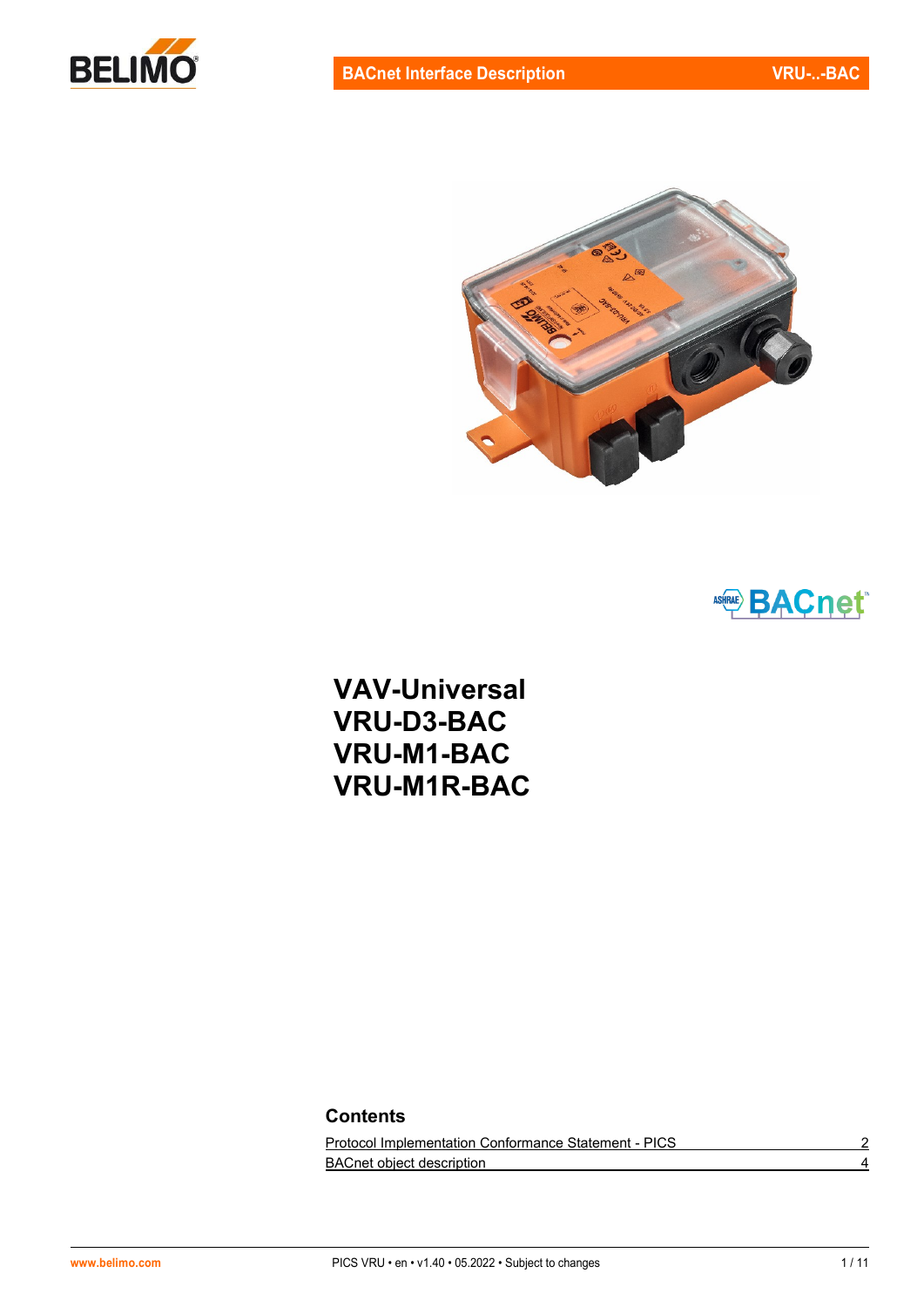# VAV-Universal
# VRU-D3-BAC
# VRU-M1-BAC
# VRU-M1R-BAC

## Contents

| | |
|---|---|
| Protocol Implementation Conformance Statement - PICS | 2 |
| BACnet object description | 4 |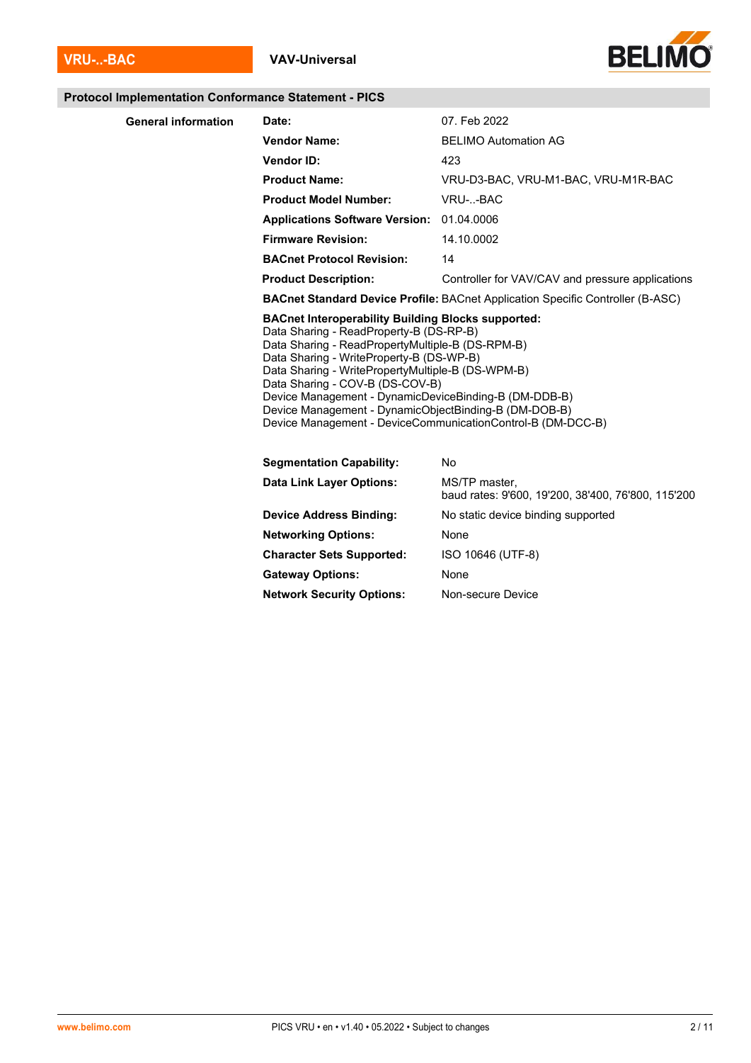## Protocol Implementation Conformance Statement - PICS

### General information

| | |
|---|---|
| **Date:** | 07. Feb 2022 |
| **Vendor Name:** | BELIMO Automation AG |
| **Vendor ID:** | 423 |
| **Product Name:** | VRU-D3-BAC, VRU-M1-BAC, VRU-M1R-BAC |
| **Product Model Number:** | VRU-..-BAC |
| **Applications Software Version:** | 01.04.0006 |
| **Firmware Revision:** | 14.10.0002 |
| **BACnet Protocol Revision:** | 14 |
| **Product Description:** | Controller for VAV/CAV and pressure applications |
| **BACnet Standard Device Profile:** | BACnet Application Specific Controller (B-ASC) |

**BACnet Interoperability Building Blocks supported:**
Data Sharing - ReadProperty-B (DS-RP-B)
Data Sharing - ReadPropertyMultiple-B (DS-RPM-B)
Data Sharing - WriteProperty-B (DS-WP-B)
Data Sharing - WritePropertyMultiple-B (DS-WPM-B)
Data Sharing - COV-B (DS-COV-B)
Device Management - DynamicDeviceBinding-B (DM-DDB-B)
Device Management - DynamicObjectBinding-B (DM-DOB-B)
Device Management - DeviceCommunicationControl-B (DM-DCC-B)

| | |
|---|---|
| **Segmentation Capability:** | No |
| **Data Link Layer Options:** | MS/TP master, baud rates: 9'600, 19'200, 38'400, 76'800, 115'200 |
| **Device Address Binding:** | No static device binding supported |
| **Networking Options:** | None |
| **Character Sets Supported:** | ISO 10646 (UTF-8) |
| **Gateway Options:** | None |
| **Network Security Options:** | Non-secure Device |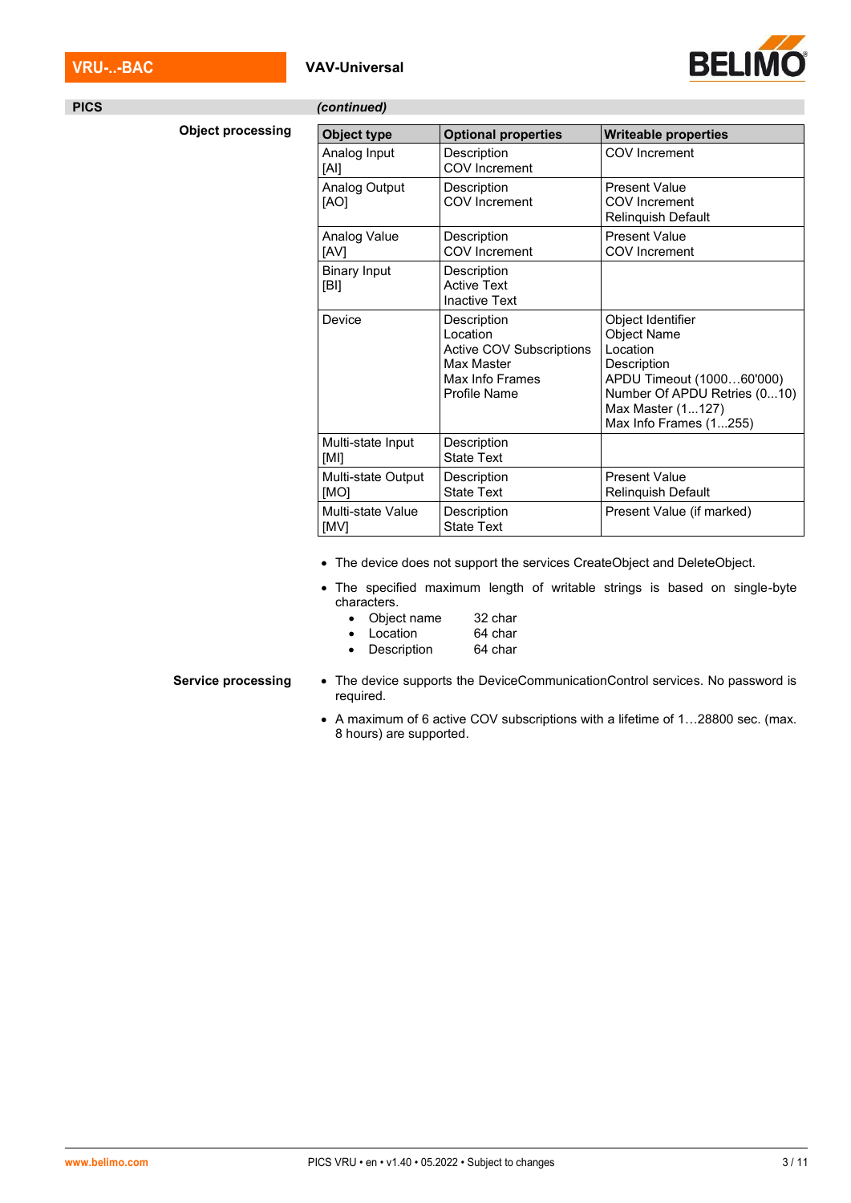## PICS *(continued)*

### Object processing

| Object type | Optional properties | Writeable properties |
|---|---|---|
| Analog Input [AI] | Description<br>COV Increment | COV Increment |
| Analog Output [AO] | Description<br>COV Increment | Present Value<br>COV Increment<br>Relinquish Default |
| Analog Value [AV] | Description<br>COV Increment | Present Value<br>COV Increment |
| Binary Input [BI] | Description<br>Active Text<br>Inactive Text | |
| Device | Description<br>Location<br>Active COV Subscriptions<br>Max Master<br>Max Info Frames<br>Profile Name | Object Identifier<br>Object Name<br>Location<br>Description<br>APDU Timeout (1000…60'000)<br>Number Of APDU Retries (0...10)<br>Max Master (1...127)<br>Max Info Frames (1...255) |
| Multi-state Input [MI] | Description<br>State Text | |
| Multi-state Output [MO] | Description<br>State Text | Present Value<br>Relinquish Default |
| Multi-state Value [MV] | Description<br>State Text | Present Value (if marked) |

- The device does not support the services CreateObject and DeleteObject.
- The specified maximum length of writable strings is based on single-byte characters.
  - Object name 32 char
  - Location 64 char
  - Description 64 char

### Service processing

- The device supports the DeviceCommunicationControl services. No password is required.
- A maximum of 6 active COV subscriptions with a lifetime of 1…28800 sec. (max. 8 hours) are supported.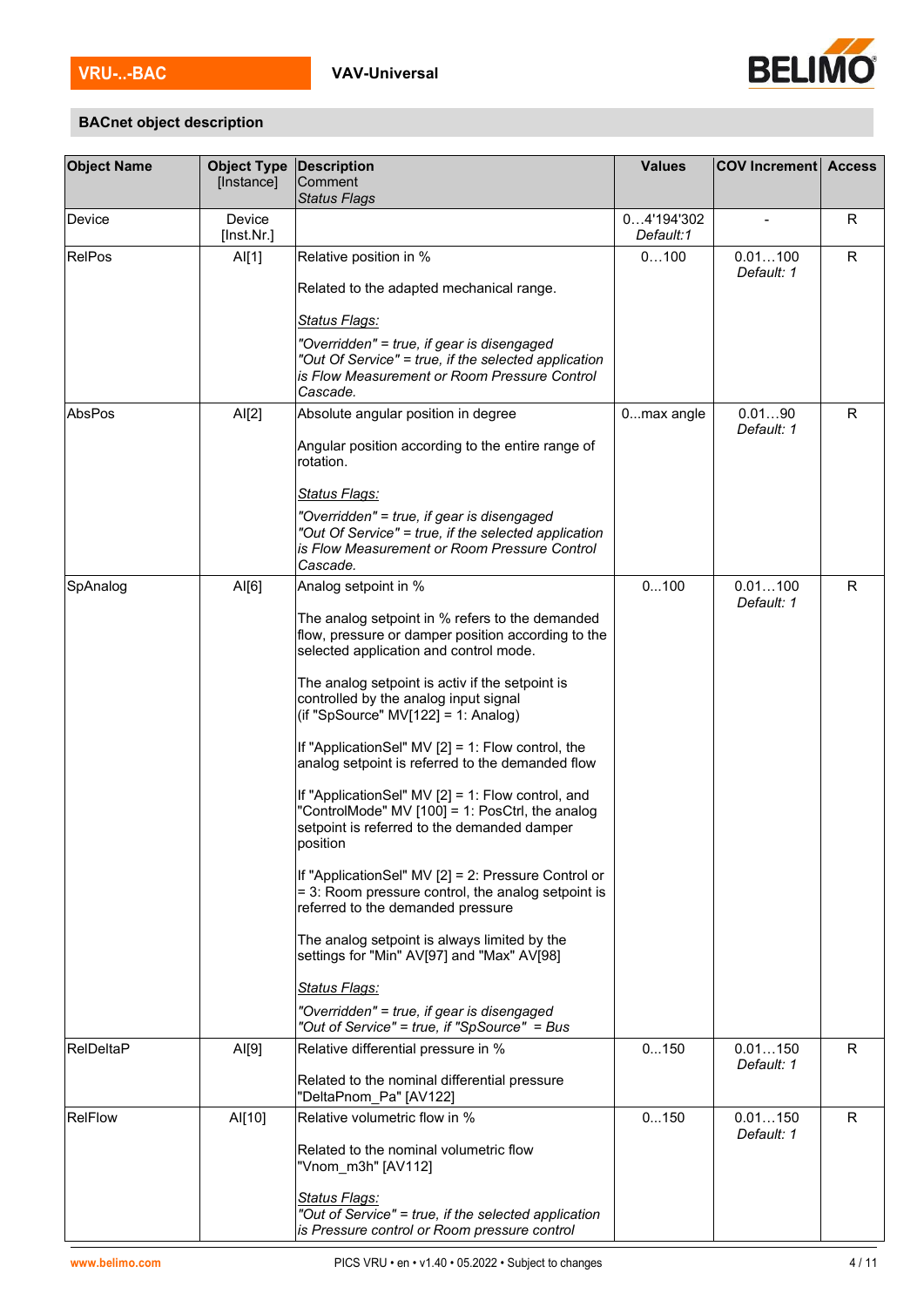## BACnet object description

| Object Name | Object Type [Instance] | Description<br>Comment<br>*Status Flags* | Values | COV Increment | Access |
|---|---|---|---|---|---|
| Device | Device [Inst.Nr.] | | 0…4'194'302<br>*Default:1* | - | R |
| RelPos | AI[1] | Relative position in %<br><br>Related to the adapted mechanical range.<br><br>*Status Flags:*<br>*"Overridden" = true, if gear is disengaged*<br>*"Out Of Service" = true, if the selected application is Flow Measurement or Room Pressure Control Cascade.* | 0…100 | 0.01…100<br>*Default: 1* | R |
| AbsPos | AI[2] | Absolute angular position in degree<br><br>Angular position according to the entire range of rotation.<br><br>*Status Flags:*<br>*"Overridden" = true, if gear is disengaged*<br>*"Out Of Service" = true, if the selected application is Flow Measurement or Room Pressure Control Cascade.* | 0...max angle | 0.01…90<br>*Default: 1* | R |
| SpAnalog | AI[6] | Analog setpoint in %<br><br>The analog setpoint in % refers to the demanded flow, pressure or damper position according to the selected application and control mode.<br><br>The analog setpoint is activ if the setpoint is controlled by the analog input signal (if "SpSource" MV[122] = 1: Analog)<br><br>If "ApplicationSel" MV [2] = 1: Flow control, the analog setpoint is referred to the demanded flow<br><br>If "ApplicationSel" MV [2] = 1: Flow control, and "ControlMode" MV [100] = 1: PosCtrl, the analog setpoint is referred to the demanded damper position<br><br>If "ApplicationSel" MV [2] = 2: Pressure Control or = 3: Room pressure control, the analog setpoint is referred to the demanded pressure<br><br>The analog setpoint is always limited by the settings for "Min" AV[97] and "Max" AV[98]<br><br>*Status Flags:*<br>*"Overridden" = true, if gear is disengaged*<br>*"Out of Service" = true, if "SpSource" = Bus* | 0…100 | 0.01…100<br>*Default: 1* | R |
| RelDeltaP | AI[9] | Relative differential pressure in %<br><br>Related to the nominal differential pressure "DeltaPnom_Pa" [AV122] | 0…150 | 0.01…150<br>*Default: 1* | R |
| RelFlow | AI[10] | Relative volumetric flow in %<br><br>Related to the nominal volumetric flow "Vnom_m3h" [AV112]<br><br>*Status Flags:*<br>*"Out of Service" = true, if the selected application is Pressure control or Room pressure control* | 0…150 | 0.01…150<br>*Default: 1* | R |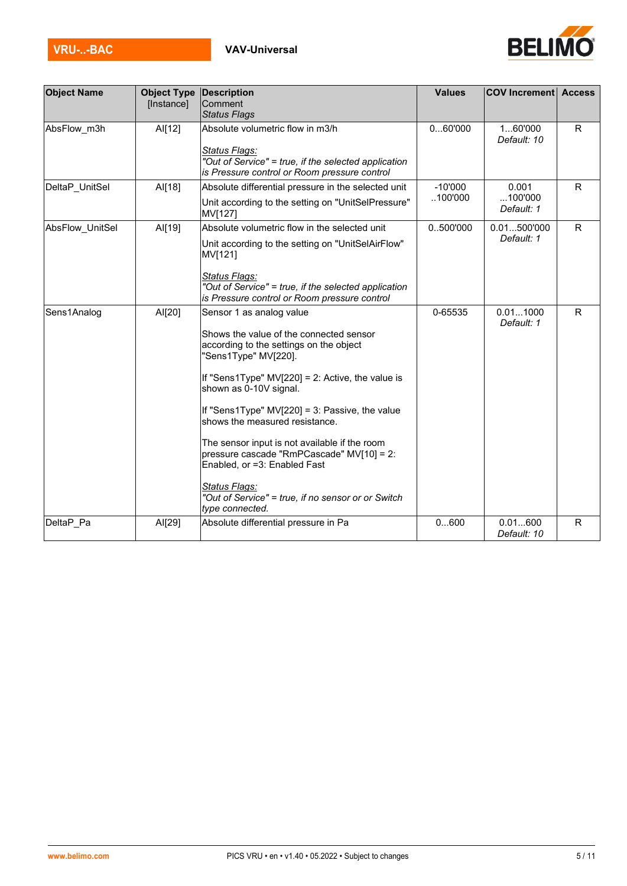| Object Name | Object Type [Instance] | Description<br>Comment<br>*Status Flags* | Values | COV Increment | Access |
|---|---|---|---|---|---|
| AbsFlow_m3h | AI[12] | Absolute volumetric flow in m3/h<br><br>*Status Flags:*<br>*"Out of Service" = true, if the selected application is Pressure control or Room pressure control* | 0...60'000 | 1...60'000<br>*Default: 10* | R |
| DeltaP_UnitSel | AI[18] | Absolute differential pressure in the selected unit<br>Unit according to the setting on "UnitSelPressure" MV[127] | -10'000 ..100'000 | 0.001 ...100'000<br>*Default: 1* | R |
| AbsFlow_UnitSel | AI[19] | Absolute volumetric flow in the selected unit<br>Unit according to the setting on "UnitSelAirFlow" MV[121]<br><br>*Status Flags:*<br>*"Out of Service" = true, if the selected application is Pressure control or Room pressure control* | 0..500'000 | 0.01...500'000<br>*Default: 1* | R |
| Sens1Analog | AI[20] | Sensor 1 as analog value<br><br>Shows the value of the connected sensor according to the settings on the object "Sens1Type" MV[220].<br><br>If "Sens1Type" MV[220] = 2: Active, the value is shown as 0-10V signal.<br><br>If "Sens1Type" MV[220] = 3: Passive, the value shows the measured resistance.<br><br>The sensor input is not available if the room pressure cascade "RmPCascade" MV[10] = 2: Enabled, or =3: Enabled Fast<br><br>*Status Flags:*<br>*"Out of Service" = true, if no sensor or or Switch type connected.* | 0-65535 | 0.01...1000<br>*Default: 1* | R |
| DeltaP_Pa | AI[29] | Absolute differential pressure in Pa | 0...600 | 0.01...600<br>*Default: 10* | R |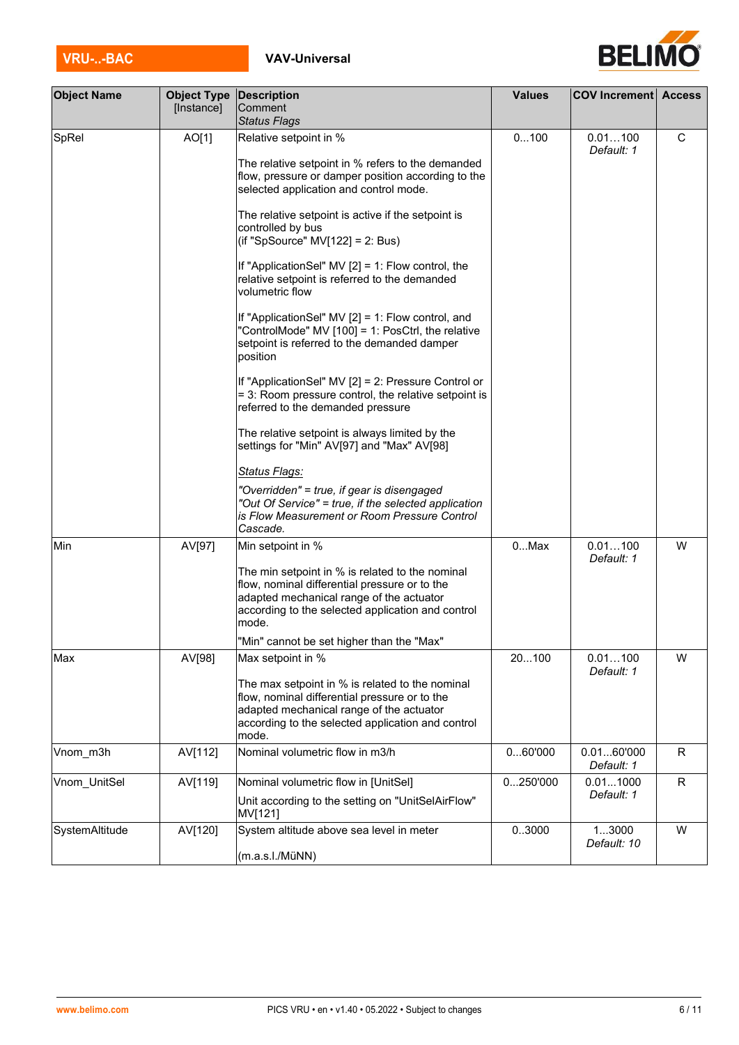| Object Name | Object Type [Instance] | Description<br>Comment<br>*Status Flags* | Values | COV Increment | Access |
|---|---|---|---|---|---|
| SpRel | AO[1] | Relative setpoint in %<br><br>The relative setpoint in % refers to the demanded flow, pressure or damper position according to the selected application and control mode.<br><br>The relative setpoint is active if the setpoint is controlled by bus<br>(if "SpSource" MV[122] = 2: Bus)<br><br>If "ApplicationSel" MV [2] = 1: Flow control, the relative setpoint is referred to the demanded volumetric flow<br><br>If "ApplicationSel" MV [2] = 1: Flow control, and "ControlMode" MV [100] = 1: PosCtrl, the relative setpoint is referred to the demanded damper position<br><br>If "ApplicationSel" MV [2] = 2: Pressure Control or = 3: Room pressure control, the relative setpoint is referred to the demanded pressure<br><br>The relative setpoint is always limited by the settings for "Min" AV[97] and "Max" AV[98]<br><br>*Status Flags:*<br><br>*"Overridden" = true, if gear is disengaged*<br>*"Out Of Service" = true, if the selected application is Flow Measurement or Room Pressure Control Cascade.* | 0…100 | 0.01…100<br>*Default: 1* | C |
| Min | AV[97] | Min setpoint in %<br><br>The min setpoint in % is related to the nominal flow, nominal differential pressure or to the adapted mechanical range of the actuator according to the selected application and control mode.<br><br>"Min" cannot be set higher than the "Max" | 0…Max | 0.01…100<br>*Default: 1* | W |
| Max | AV[98] | Max setpoint in %<br><br>The max setpoint in % is related to the nominal flow, nominal differential pressure or to the adapted mechanical range of the actuator according to the selected application and control mode. | 20…100 | 0.01…100<br>*Default: 1* | W |
| Vnom_m3h | AV[112] | Nominal volumetric flow in m3/h | 0...60'000 | 0.01...60'000<br>*Default: 1* | R |
| Vnom_UnitSel | AV[119] | Nominal volumetric flow in [UnitSel]<br><br>Unit according to the setting on "UnitSelAirFlow" MV[121] | 0...250'000 | 0.01…1000<br>*Default: 1* | R |
| SystemAltitude | AV[120] | System altitude above sea level in meter<br><br>(m.a.s.l./MüNN) | 0..3000 | 1…3000<br>*Default: 10* | W |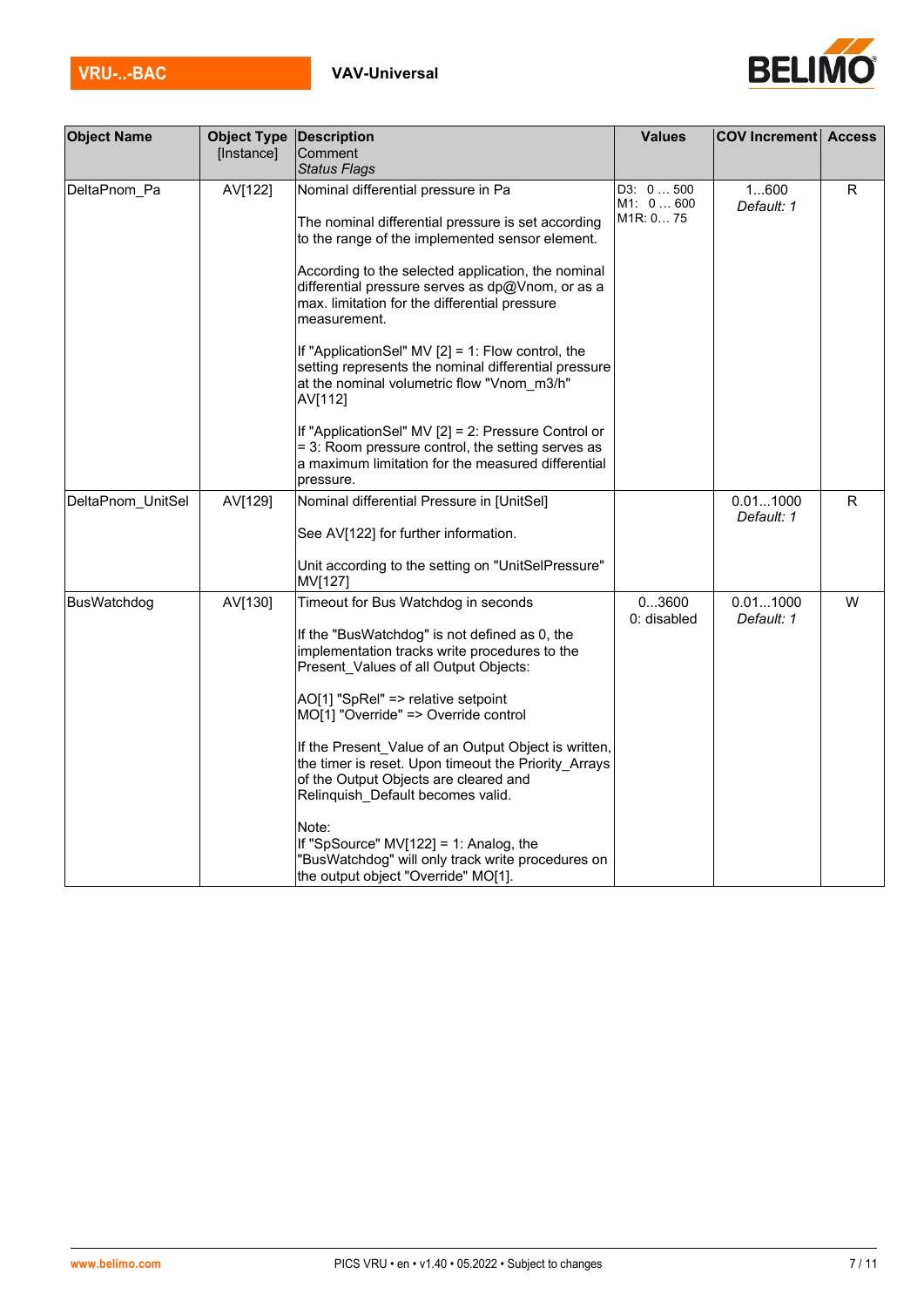| Object Name | Object Type [Instance] | Description<br>Comment<br>*Status Flags* | Values | COV Increment | Access |
|---|---|---|---|---|---|
| DeltaPnom_Pa | AV[122] | Nominal differential pressure in Pa<br><br>The nominal differential pressure is set according to the range of the implemented sensor element.<br><br>According to the selected application, the nominal differential pressure serves as dp@Vnom, or as a max. limitation for the differential pressure measurement.<br><br>If "ApplicationSel" MV [2] = 1: Flow control, the setting represents the nominal differential pressure at the nominal volumetric flow "Vnom_m3/h" AV[112]<br><br>If "ApplicationSel" MV [2] = 2: Pressure Control or = 3: Room pressure control, the setting serves as a maximum limitation for the measured differential pressure. | D3: 0 … 500<br>M1: 0 … 600<br>M1R: 0… 75 | 1...600<br>*Default: 1* | R |
| DeltaPnom_UnitSel | AV[129] | Nominal differential Pressure in [UnitSel]<br><br>See AV[122] for further information.<br><br>Unit according to the setting on "UnitSelPressure" MV[127] | | 0.01...1000<br>*Default: 1* | R |
| BusWatchdog | AV[130] | Timeout for Bus Watchdog in seconds<br><br>If the "BusWatchdog" is not defined as 0, the implementation tracks write procedures to the Present_Values of all Output Objects:<br><br>AO[1] "SpRel" => relative setpoint<br>MO[1] "Override" => Override control<br><br>If the Present_Value of an Output Object is written, the timer is reset. Upon timeout the Priority_Arrays of the Output Objects are cleared and Relinquish_Default becomes valid.<br><br>Note:<br>If "SpSource" MV[122] = 1: Analog, the "BusWatchdog" will only track write procedures on the output object "Override" MO[1]. | 0...3600<br>0: disabled | 0.01...1000<br>*Default: 1* | W |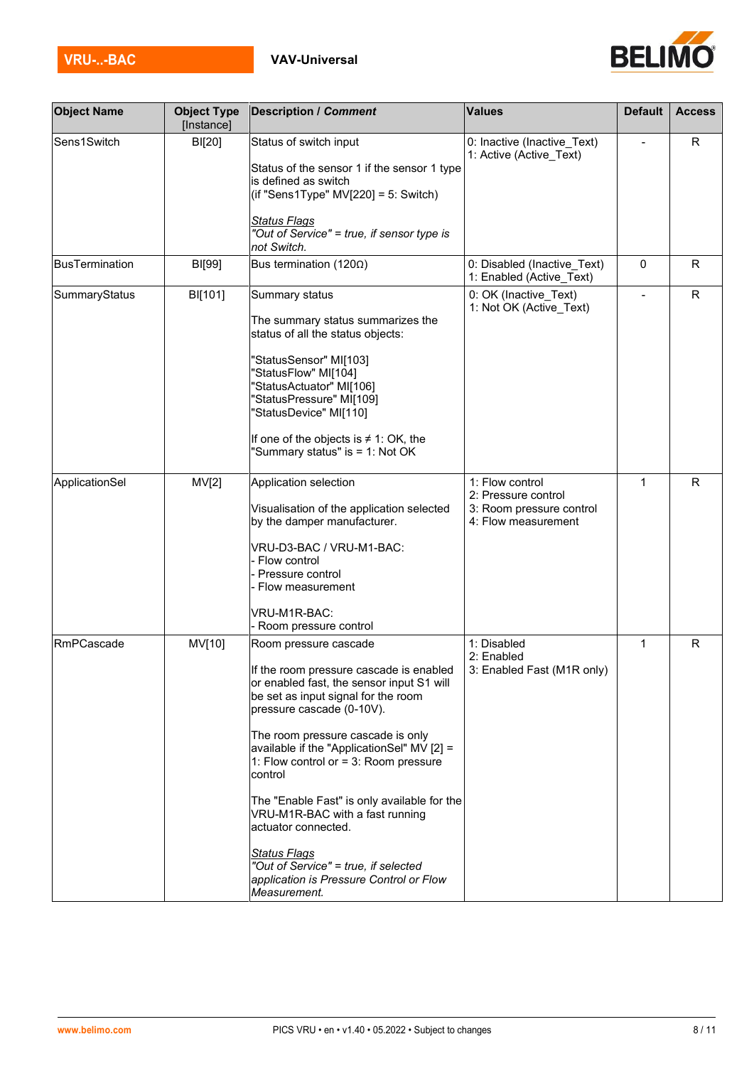| Object Name | Object Type [Instance] | Description / *Comment* | Values | Default | Access |
|---|---|---|---|---|---|
| Sens1Switch | BI[20] | Status of switch input<br><br>Status of the sensor 1 if the sensor 1 type is defined as switch<br>(if "Sens1Type" MV[220] = 5: Switch)<br><br>*Status Flags*<br>*"Out of Service" = true, if sensor type is not Switch.* | 0: Inactive (Inactive_Text)<br>1: Active (Active_Text) | - | R |
| BusTermination | BI[99] | Bus termination (120Ω) | 0: Disabled (Inactive_Text)<br>1: Enabled (Active_Text) | 0 | R |
| SummaryStatus | BI[101] | Summary status<br><br>The summary status summarizes the status of all the status objects:<br><br>"StatusSensor" MI[103]<br>"StatusFlow" MI[104]<br>"StatusActuator" MI[106]<br>"StatusPressure" MI[109]<br>"StatusDevice" MI[110]<br><br>If one of the objects is ≠ 1: OK, the "Summary status" is = 1: Not OK | 0: OK (Inactive_Text)<br>1: Not OK (Active_Text) | - | R |
| ApplicationSel | MV[2] | Application selection<br><br>Visualisation of the application selected by the damper manufacturer.<br><br>VRU-D3-BAC / VRU-M1-BAC:<br>- Flow control<br>- Pressure control<br>- Flow measurement<br><br>VRU-M1R-BAC:<br>- Room pressure control | 1: Flow control<br>2: Pressure control<br>3: Room pressure control<br>4: Flow measurement | 1 | R |
| RmPCascade | MV[10] | Room pressure cascade<br><br>If the room pressure cascade is enabled or enabled fast, the sensor input S1 will be set as input signal for the room pressure cascade (0-10V).<br><br>The room pressure cascade is only available if the "ApplicationSel" MV [2] = 1: Flow control or = 3: Room pressure control<br><br>The "Enable Fast" is only available for the VRU-M1R-BAC with a fast running actuator connected.<br><br>*Status Flags*<br>*"Out of Service" = true, if selected application is Pressure Control or Flow Measurement.* | 1: Disabled<br>2: Enabled<br>3: Enabled Fast (M1R only) | 1 | R |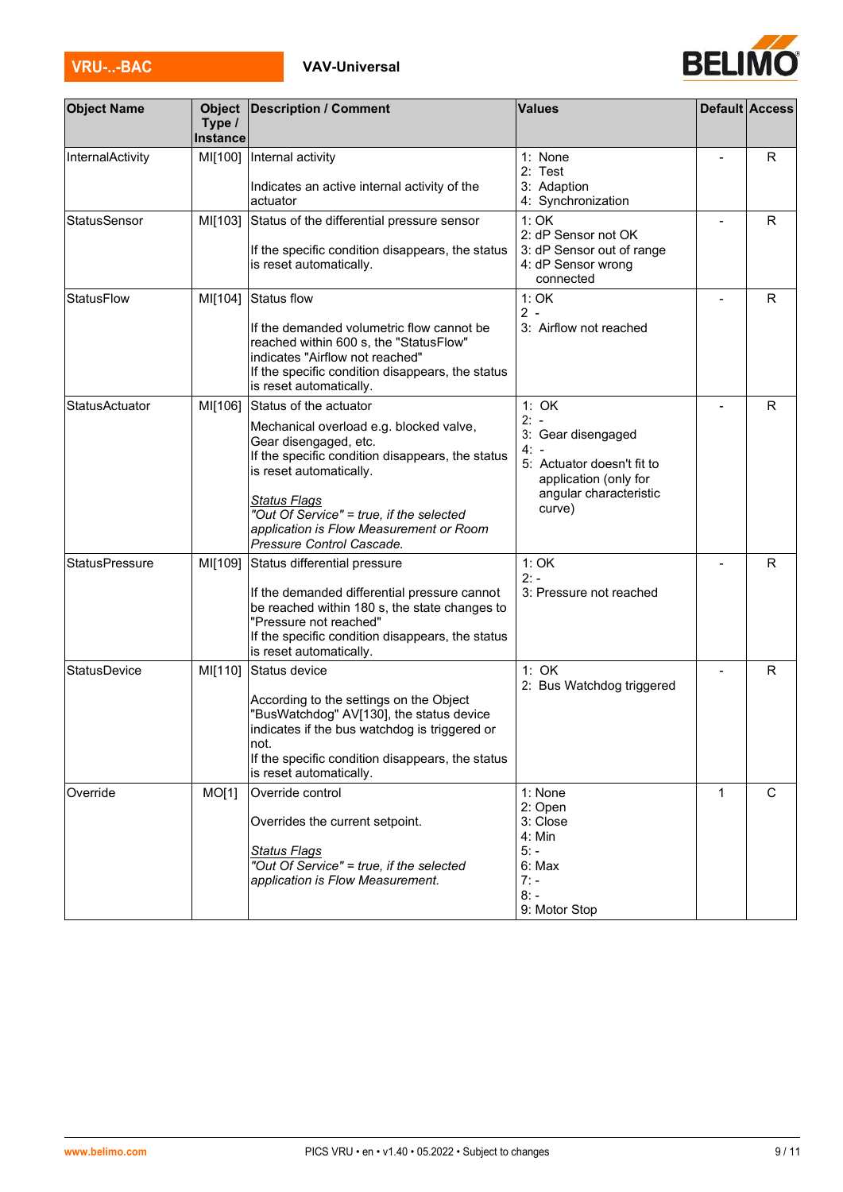| Object Name | Object Type / Instance | Description / Comment | Values | Default | Access |
|---|---|---|---|---|---|
| InternalActivity | MI[100] | Internal activity<br><br>Indicates an active internal activity of the actuator | 1: None<br>2: Test<br>3: Adaption<br>4: Synchronization | - | R |
| StatusSensor | MI[103] | Status of the differential pressure sensor<br><br>If the specific condition disappears, the status is reset automatically. | 1: OK<br>2: dP Sensor not OK<br>3: dP Sensor out of range<br>4: dP Sensor wrong connected | - | R |
| StatusFlow | MI[104] | Status flow<br><br>If the demanded volumetric flow cannot be reached within 600 s, the "StatusFlow" indicates "Airflow not reached"<br>If the specific condition disappears, the status is reset automatically. | 1: OK<br>2 -<br>3: Airflow not reached | - | R |
| StatusActuator | MI[106] | Status of the actuator<br><br>Mechanical overload e.g. blocked valve, Gear disengaged, etc.<br>If the specific condition disappears, the status is reset automatically.<br><br>*Status Flags*<br>*"Out Of Service" = true, if the selected application is Flow Measurement or Room Pressure Control Cascade.* | 1: OK<br>2: -<br>3: Gear disengaged<br>4: -<br>5: Actuator doesn't fit to application (only for angular characteristic curve) | - | R |
| StatusPressure | MI[109] | Status differential pressure<br><br>If the demanded differential pressure cannot be reached within 180 s, the state changes to "Pressure not reached"<br>If the specific condition disappears, the status is reset automatically. | 1: OK<br>2: -<br>3: Pressure not reached | - | R |
| StatusDevice | MI[110] | Status device<br><br>According to the settings on the Object "BusWatchdog" AV[130], the status device indicates if the bus watchdog is triggered or not.<br>If the specific condition disappears, the status is reset automatically. | 1: OK<br>2: Bus Watchdog triggered | - | R |
| Override | MO[1] | Override control<br><br>Overrides the current setpoint.<br><br>*Status Flags*<br>*"Out Of Service" = true, if the selected application is Flow Measurement.* | 1: None<br>2: Open<br>3: Close<br>4: Min<br>5: -<br>6: Max<br>7: -<br>8: -<br>9: Motor Stop | 1 | C |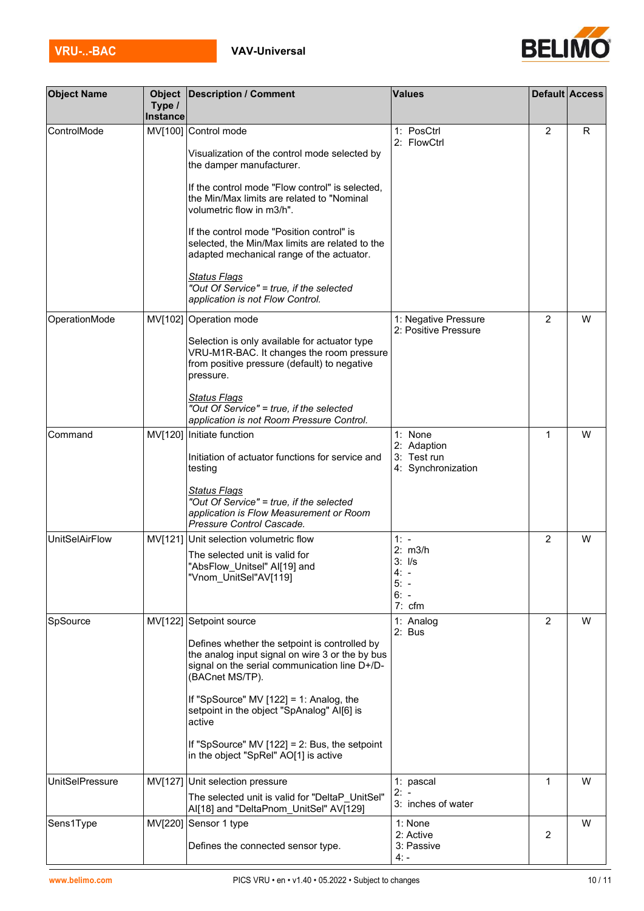| Object Name | Object Type / Instance | Description / Comment | Values | Default | Access |
|---|---|---|---|---|---|
| ControlMode | MV[100] | Control mode<br><br>Visualization of the control mode selected by the damper manufacturer.<br><br>If the control mode "Flow control" is selected, the Min/Max limits are related to "Nominal volumetric flow in m3/h".<br><br>If the control mode "Position control" is selected, the Min/Max limits are related to the adapted mechanical range of the actuator.<br><br>*Status Flags*<br>*"Out Of Service" = true, if the selected application is not Flow Control.* | 1: PosCtrl<br>2: FlowCtrl | 2 | R |
| OperationMode | MV[102] | Operation mode<br><br>Selection is only available for actuator type VRU-M1R-BAC. It changes the room pressure from positive pressure (default) to negative pressure.<br><br>*Status Flags*<br>*"Out Of Service" = true, if the selected application is not Room Pressure Control.* | 1: Negative Pressure<br>2: Positive Pressure | 2 | W |
| Command | MV[120] | Initiate function<br><br>Initiation of actuator functions for service and testing<br><br>*Status Flags*<br>*"Out Of Service" = true, if the selected application is Flow Measurement or Room Pressure Control Cascade.* | 1: None<br>2: Adaption<br>3: Test run<br>4: Synchronization | 1 | W |
| UnitSelAirFlow | MV[121] | Unit selection volumetric flow<br><br>The selected unit is valid for "AbsFlow_Unitsel" AI[19] and "Vnom_UnitSel"AV[119] | 1: -<br>2: m3/h<br>3: l/s<br>4: -<br>5: -<br>6: -<br>7: cfm | 2 | W |
| SpSource | MV[122] | Setpoint source<br><br>Defines whether the setpoint is controlled by the analog input signal on wire 3 or the by bus signal on the serial communication line D+/D- (BACnet MS/TP).<br><br>If "SpSource" MV [122] = 1: Analog, the setpoint in the object "SpAnalog" AI[6] is active<br><br>If "SpSource" MV [122] = 2: Bus, the setpoint in the object "SpRel" AO[1] is active | 1: Analog<br>2: Bus | 2 | W |
| UnitSelPressure | MV[127] | Unit selection pressure<br><br>The selected unit is valid for "DeltaP_UnitSel" AI[18] and "DeltaPnom_UnitSel" AV[129] | 1: pascal<br>2: -<br>3: inches of water | 1 | W |
| Sens1Type | MV[220] | Sensor 1 type<br><br>Defines the connected sensor type. | 1: None<br>2: Active<br>3: Passive<br>4: - | 2 | W |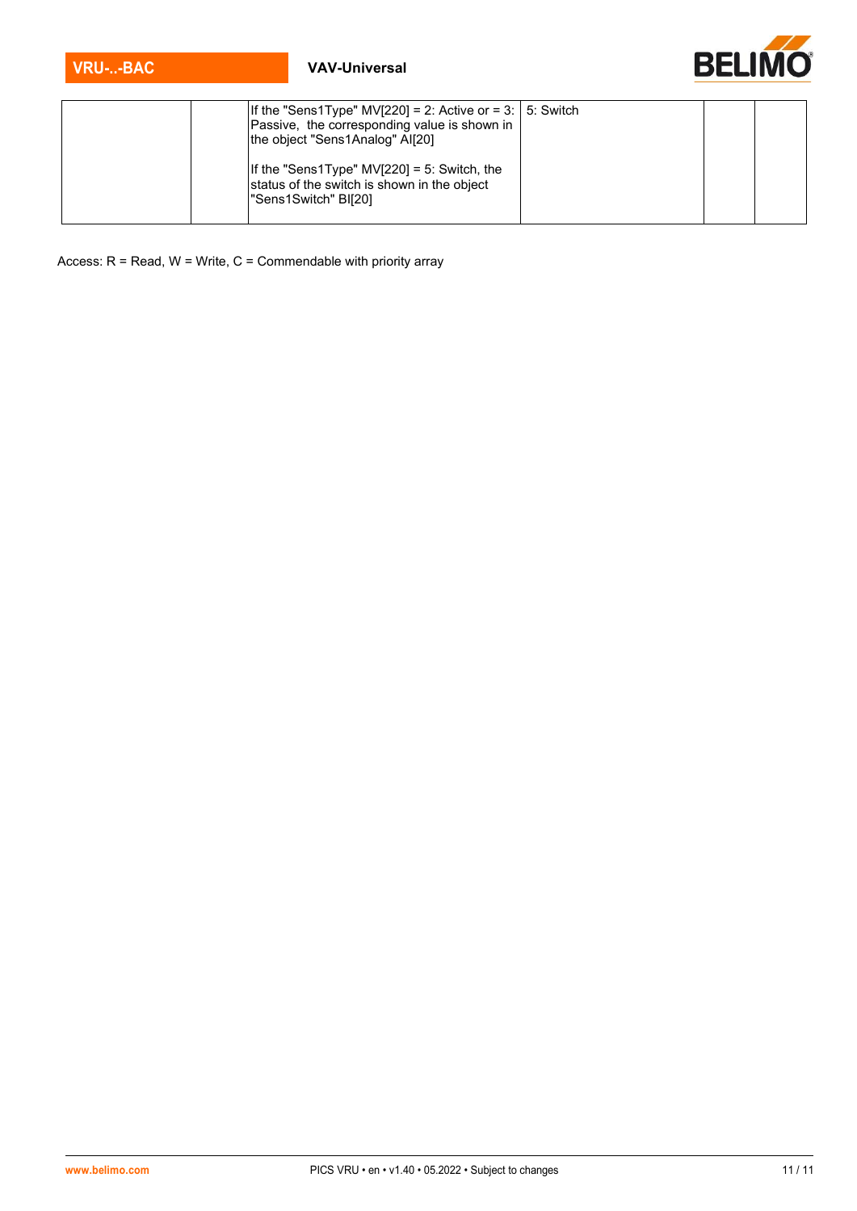| | | | | | |
|---|---|---|---|---|---|
| | | If the "Sens1Type" MV[220] = 2: Active or = 3: Passive, the corresponding value is shown in the object "Sens1Analog" AI[20]<br><br>If the "Sens1Type" MV[220] = 5: Switch, the status of the switch is shown in the object "Sens1Switch" BI[20] | 5: Switch | | |

Access: R = Read, W = Write, C = Commendable with priority array